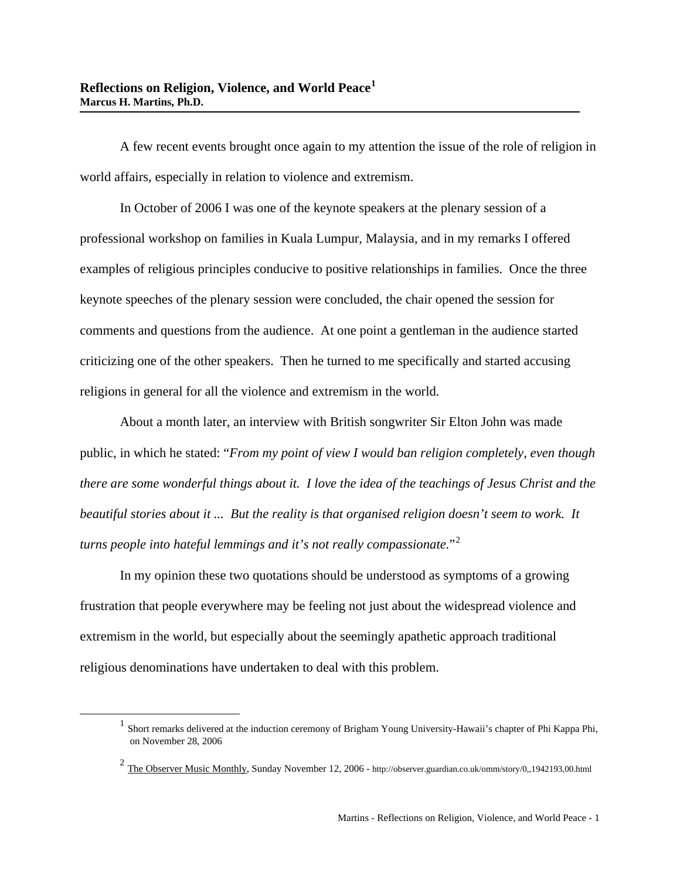# Reflections on Religion, Violence, and World Peace[1]

**Marcus H. Martins, Ph.D.**

A few recent events brought once again to my attention the issue of the role of religion in world affairs, especially in relation to violence and extremism.

In October of 2006 I was one of the keynote speakers at the plenary session of a professional workshop on families in Kuala Lumpur, Malaysia, and in my remarks I offered examples of religious principles conducive to positive relationships in families. Once the three keynote speeches of the plenary session were concluded, the chair opened the session for comments and questions from the audience. At one point a gentleman in the audience started criticizing one of the other speakers. Then he turned to me specifically and started accusing religions in general for all the violence and extremism in the world.

About a month later, an interview with British songwriter Sir Elton John was made public, in which he stated: "*From my point of view I would ban religion completely, even though there are some wonderful things about it. I love the idea of the teachings of Jesus Christ and the beautiful stories about it ... But the reality is that organised religion doesn't seem to work. It turns people into hateful lemmings and it's not really compassionate.*"[2]

In my opinion these two quotations should be understood as symptoms of a growing frustration that people everywhere may be feeling not just about the widespread violence and extremism in the world, but especially about the seemingly apathetic approach traditional religious denominations have undertaken to deal with this problem.

---

[1] Short remarks delivered at the induction ceremony of Brigham Young University-Hawaii's chapter of Phi Kappa Phi, on November 28, 2006

[2] The Observer Music Monthly, Sunday November 12, 2006 - http://observer.guardian.co.uk/omm/story/0,,1942193,00.html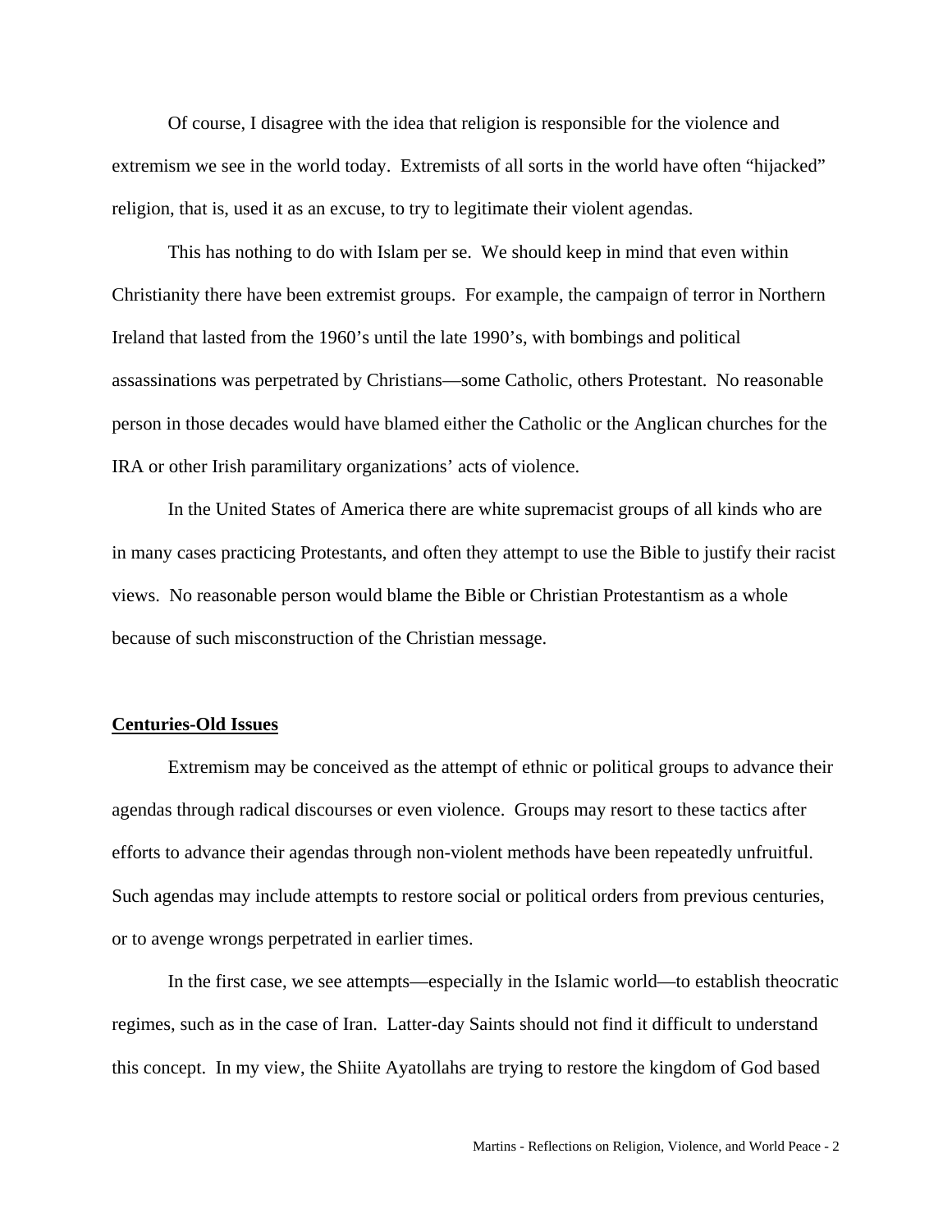Of course, I disagree with the idea that religion is responsible for the violence and extremism we see in the world today. Extremists of all sorts in the world have often "hijacked" religion, that is, used it as an excuse, to try to legitimate their violent agendas.

This has nothing to do with Islam per se. We should keep in mind that even within Christianity there have been extremist groups. For example, the campaign of terror in Northern Ireland that lasted from the 1960's until the late 1990's, with bombings and political assassinations was perpetrated by Christians—some Catholic, others Protestant. No reasonable person in those decades would have blamed either the Catholic or the Anglican churches for the IRA or other Irish paramilitary organizations' acts of violence.

In the United States of America there are white supremacist groups of all kinds who are in many cases practicing Protestants, and often they attempt to use the Bible to justify their racist views. No reasonable person would blame the Bible or Christian Protestantism as a whole because of such misconstruction of the Christian message.

## Centuries-Old Issues

Extremism may be conceived as the attempt of ethnic or political groups to advance their agendas through radical discourses or even violence. Groups may resort to these tactics after efforts to advance their agendas through non-violent methods have been repeatedly unfruitful. Such agendas may include attempts to restore social or political orders from previous centuries, or to avenge wrongs perpetrated in earlier times.

In the first case, we see attempts—especially in the Islamic world—to establish theocratic regimes, such as in the case of Iran. Latter-day Saints should not find it difficult to understand this concept. In my view, the Shiite Ayatollahs are trying to restore the kingdom of God based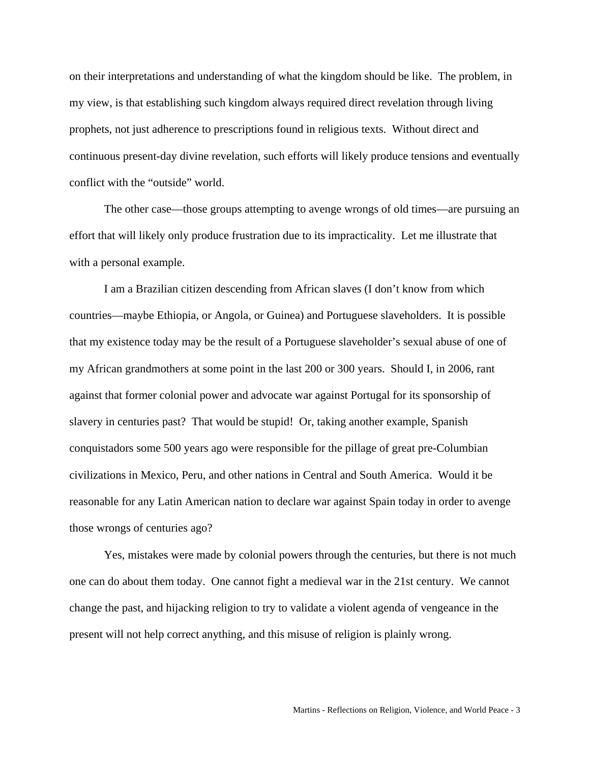on their interpretations and understanding of what the kingdom should be like. The problem, in my view, is that establishing such kingdom always required direct revelation through living prophets, not just adherence to prescriptions found in religious texts. Without direct and continuous present-day divine revelation, such efforts will likely produce tensions and eventually conflict with the "outside" world.

The other case—those groups attempting to avenge wrongs of old times—are pursuing an effort that will likely only produce frustration due to its impracticality. Let me illustrate that with a personal example.

I am a Brazilian citizen descending from African slaves (I don't know from which countries—maybe Ethiopia, or Angola, or Guinea) and Portuguese slaveholders. It is possible that my existence today may be the result of a Portuguese slaveholder's sexual abuse of one of my African grandmothers at some point in the last 200 or 300 years. Should I, in 2006, rant against that former colonial power and advocate war against Portugal for its sponsorship of slavery in centuries past? That would be stupid! Or, taking another example, Spanish conquistadors some 500 years ago were responsible for the pillage of great pre-Columbian civilizations in Mexico, Peru, and other nations in Central and South America. Would it be reasonable for any Latin American nation to declare war against Spain today in order to avenge those wrongs of centuries ago?

Yes, mistakes were made by colonial powers through the centuries, but there is not much one can do about them today. One cannot fight a medieval war in the 21st century. We cannot change the past, and hijacking religion to try to validate a violent agenda of vengeance in the present will not help correct anything, and this misuse of religion is plainly wrong.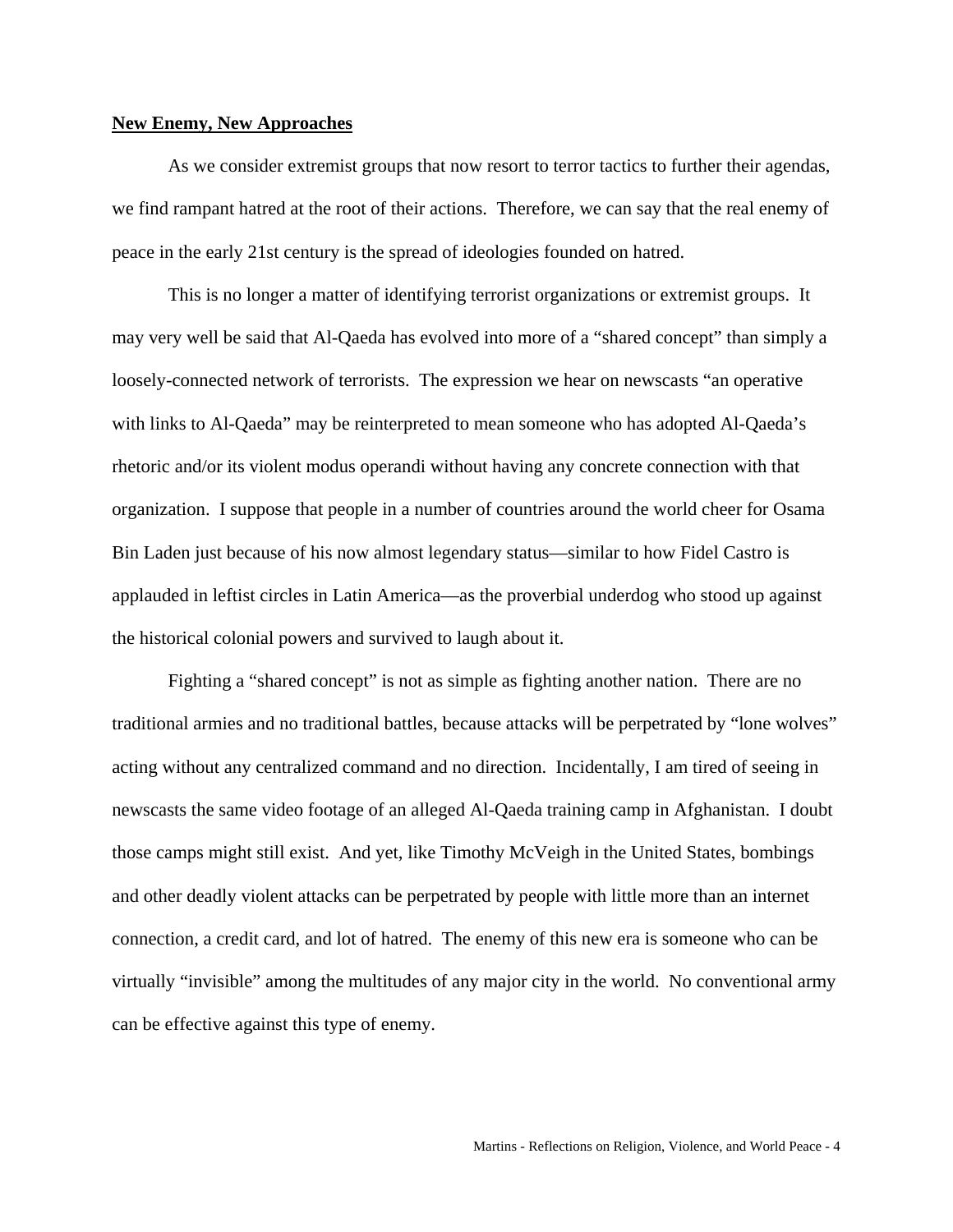## New Enemy, New Approaches

As we consider extremist groups that now resort to terror tactics to further their agendas, we find rampant hatred at the root of their actions. Therefore, we can say that the real enemy of peace in the early 21st century is the spread of ideologies founded on hatred.

This is no longer a matter of identifying terrorist organizations or extremist groups. It may very well be said that Al-Qaeda has evolved into more of a "shared concept" than simply a loosely-connected network of terrorists. The expression we hear on newscasts "an operative with links to Al-Qaeda" may be reinterpreted to mean someone who has adopted Al-Qaeda's rhetoric and/or its violent modus operandi without having any concrete connection with that organization. I suppose that people in a number of countries around the world cheer for Osama Bin Laden just because of his now almost legendary status—similar to how Fidel Castro is applauded in leftist circles in Latin America—as the proverbial underdog who stood up against the historical colonial powers and survived to laugh about it.

Fighting a "shared concept" is not as simple as fighting another nation. There are no traditional armies and no traditional battles, because attacks will be perpetrated by "lone wolves" acting without any centralized command and no direction. Incidentally, I am tired of seeing in newscasts the same video footage of an alleged Al-Qaeda training camp in Afghanistan. I doubt those camps might still exist. And yet, like Timothy McVeigh in the United States, bombings and other deadly violent attacks can be perpetrated by people with little more than an internet connection, a credit card, and lot of hatred. The enemy of this new era is someone who can be virtually "invisible" among the multitudes of any major city in the world. No conventional army can be effective against this type of enemy.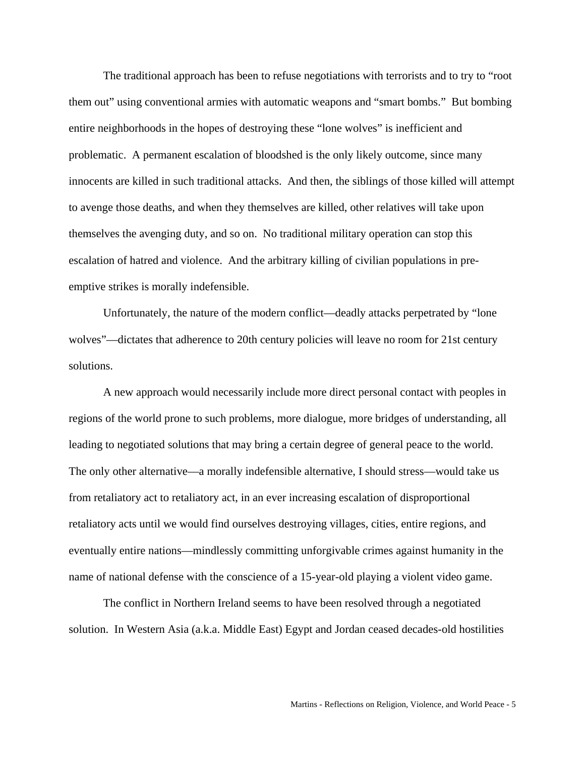The traditional approach has been to refuse negotiations with terrorists and to try to "root them out" using conventional armies with automatic weapons and "smart bombs." But bombing entire neighborhoods in the hopes of destroying these "lone wolves" is inefficient and problematic. A permanent escalation of bloodshed is the only likely outcome, since many innocents are killed in such traditional attacks. And then, the siblings of those killed will attempt to avenge those deaths, and when they themselves are killed, other relatives will take upon themselves the avenging duty, and so on. No traditional military operation can stop this escalation of hatred and violence. And the arbitrary killing of civilian populations in pre-emptive strikes is morally indefensible.

Unfortunately, the nature of the modern conflict—deadly attacks perpetrated by "lone wolves"—dictates that adherence to 20th century policies will leave no room for 21st century solutions.

A new approach would necessarily include more direct personal contact with peoples in regions of the world prone to such problems, more dialogue, more bridges of understanding, all leading to negotiated solutions that may bring a certain degree of general peace to the world. The only other alternative—a morally indefensible alternative, I should stress—would take us from retaliatory act to retaliatory act, in an ever increasing escalation of disproportional retaliatory acts until we would find ourselves destroying villages, cities, entire regions, and eventually entire nations—mindlessly committing unforgivable crimes against humanity in the name of national defense with the conscience of a 15-year-old playing a violent video game.

The conflict in Northern Ireland seems to have been resolved through a negotiated solution. In Western Asia (a.k.a. Middle East) Egypt and Jordan ceased decades-old hostilities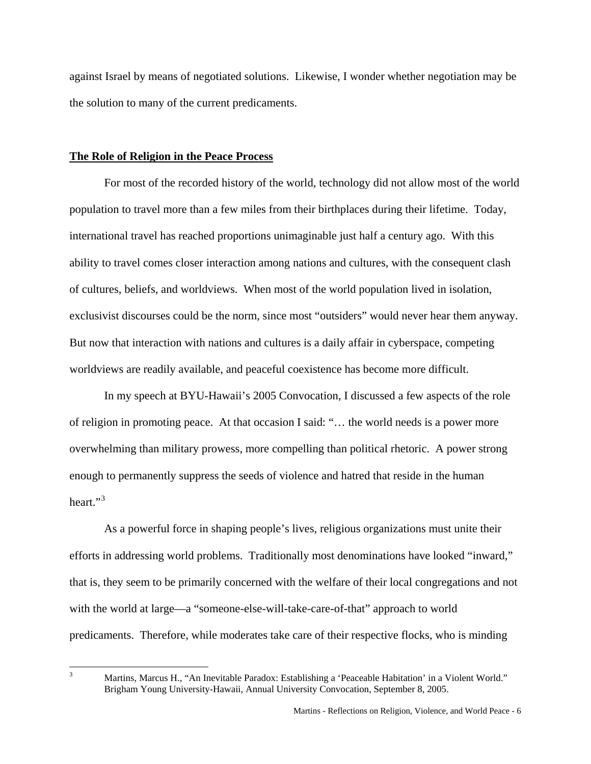against Israel by means of negotiated solutions. Likewise, I wonder whether negotiation may be the solution to many of the current predicaments.

## **The Role of Religion in the Peace Process**

For most of the recorded history of the world, technology did not allow most of the world population to travel more than a few miles from their birthplaces during their lifetime. Today, international travel has reached proportions unimaginable just half a century ago. With this ability to travel comes closer interaction among nations and cultures, with the consequent clash of cultures, beliefs, and worldviews. When most of the world population lived in isolation, exclusivist discourses could be the norm, since most "outsiders" would never hear them anyway. But now that interaction with nations and cultures is a daily affair in cyberspace, competing worldviews are readily available, and peaceful coexistence has become more difficult.

In my speech at BYU-Hawaii's 2005 Convocation, I discussed a few aspects of the role of religion in promoting peace. At that occasion I said: "… the world needs is a power more overwhelming than military prowess, more compelling than political rhetoric. A power strong enough to permanently suppress the seeds of violence and hatred that reside in the human heart."[3]

As a powerful force in shaping people's lives, religious organizations must unite their efforts in addressing world problems. Traditionally most denominations have looked "inward," that is, they seem to be primarily concerned with the welfare of their local congregations and not with the world at large—a "someone-else-will-take-care-of-that" approach to world predicaments. Therefore, while moderates take care of their respective flocks, who is minding

---

[3] Martins, Marcus H., "An Inevitable Paradox: Establishing a 'Peaceable Habitation' in a Violent World." Brigham Young University-Hawaii, Annual University Convocation, September 8, 2005.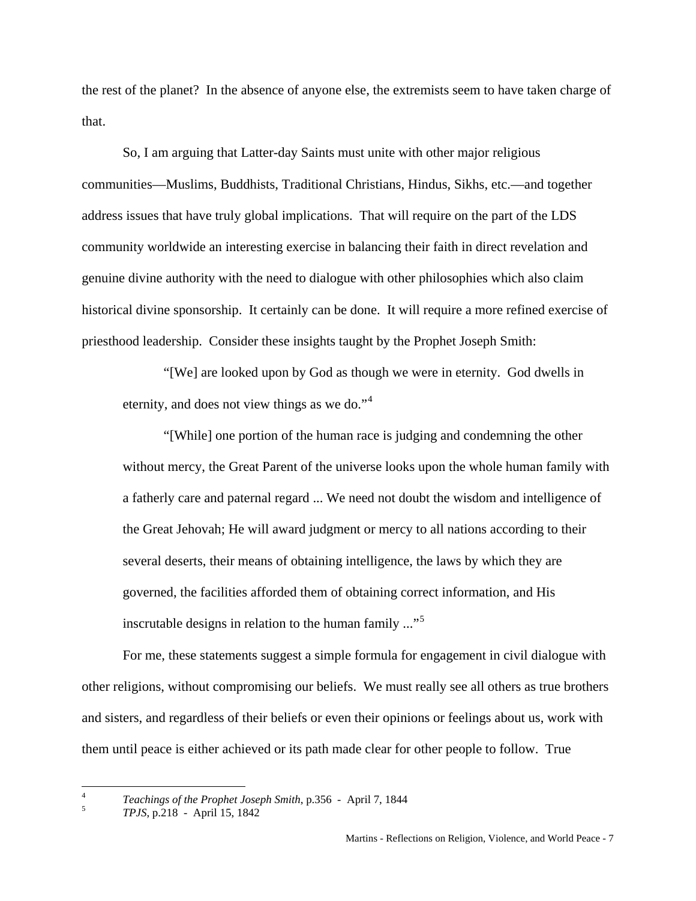the rest of the planet? In the absence of anyone else, the extremists seem to have taken charge of that.

So, I am arguing that Latter-day Saints must unite with other major religious communities—Muslims, Buddhists, Traditional Christians, Hindus, Sikhs, etc.—and together address issues that have truly global implications. That will require on the part of the LDS community worldwide an interesting exercise in balancing their faith in direct revelation and genuine divine authority with the need to dialogue with other philosophies which also claim historical divine sponsorship. It certainly can be done. It will require a more refined exercise of priesthood leadership. Consider these insights taught by the Prophet Joseph Smith:

> "[We] are looked upon by God as though we were in eternity. God dwells in eternity, and does not view things as we do."[4]
>
> "[While] one portion of the human race is judging and condemning the other without mercy, the Great Parent of the universe looks upon the whole human family with a fatherly care and paternal regard ... We need not doubt the wisdom and intelligence of the Great Jehovah; He will award judgment or mercy to all nations according to their several deserts, their means of obtaining intelligence, the laws by which they are governed, the facilities afforded them of obtaining correct information, and His inscrutable designs in relation to the human family ..."[5]

For me, these statements suggest a simple formula for engagement in civil dialogue with other religions, without compromising our beliefs. We must really see all others as true brothers and sisters, and regardless of their beliefs or even their opinions or feelings about us, work with them until peace is either achieved or its path made clear for other people to follow. True

---

[4] *Teachings of the Prophet Joseph Smith*, p.356 - April 7, 1844

[5] *TPJS*, p.218 - April 15, 1842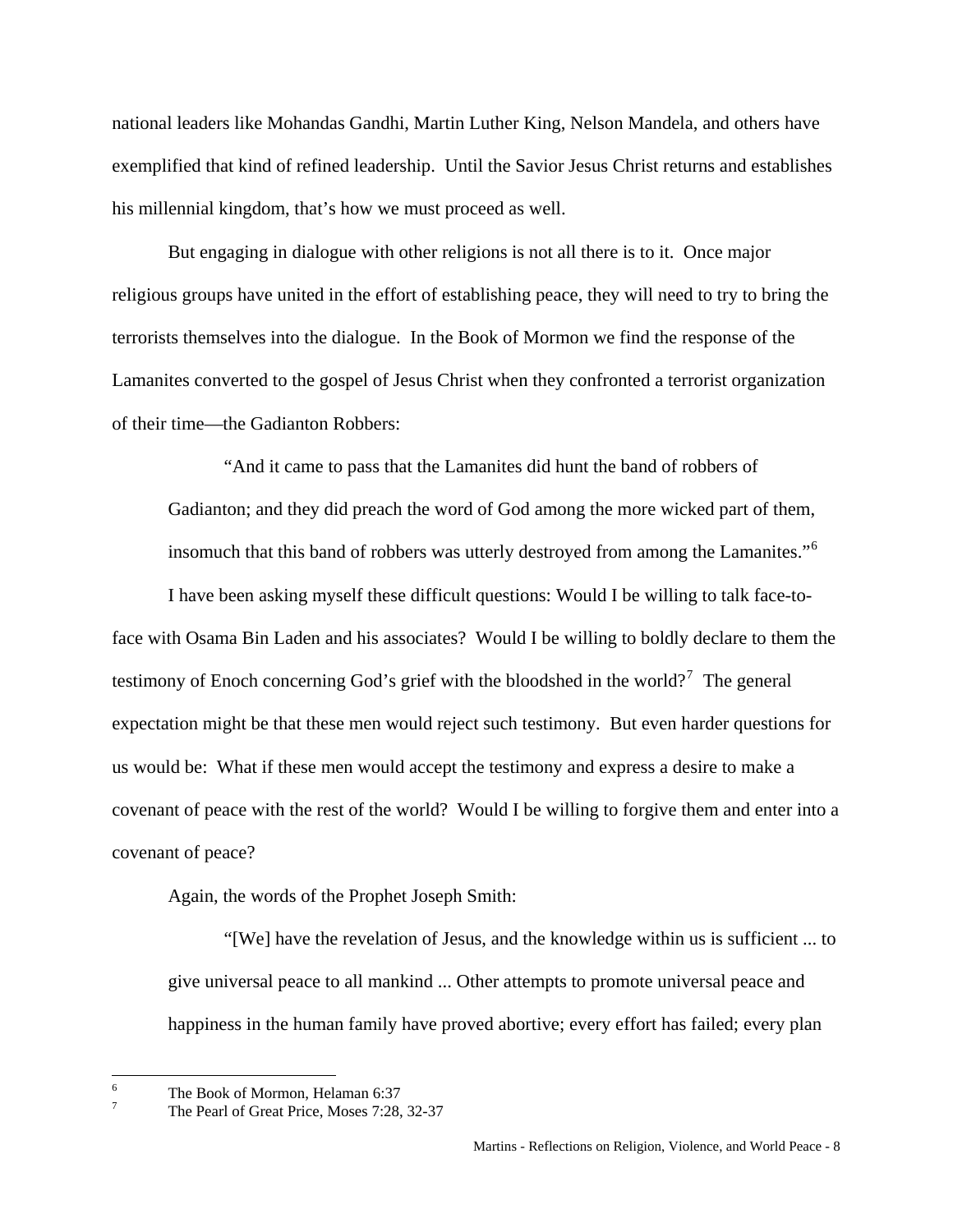national leaders like Mohandas Gandhi, Martin Luther King, Nelson Mandela, and others have exemplified that kind of refined leadership. Until the Savior Jesus Christ returns and establishes his millennial kingdom, that's how we must proceed as well.

But engaging in dialogue with other religions is not all there is to it. Once major religious groups have united in the effort of establishing peace, they will need to try to bring the terrorists themselves into the dialogue. In the Book of Mormon we find the response of the Lamanites converted to the gospel of Jesus Christ when they confronted a terrorist organization of their time—the Gadianton Robbers:

> "And it came to pass that the Lamanites did hunt the band of robbers of Gadianton; and they did preach the word of God among the more wicked part of them, insomuch that this band of robbers was utterly destroyed from among the Lamanites."[6]

I have been asking myself these difficult questions: Would I be willing to talk face-to-face with Osama Bin Laden and his associates? Would I be willing to boldly declare to them the testimony of Enoch concerning God's grief with the bloodshed in the world?[7] The general expectation might be that these men would reject such testimony. But even harder questions for us would be: What if these men would accept the testimony and express a desire to make a covenant of peace with the rest of the world? Would I be willing to forgive them and enter into a covenant of peace?

Again, the words of the Prophet Joseph Smith:

> "[We] have the revelation of Jesus, and the knowledge within us is sufficient ... to give universal peace to all mankind ... Other attempts to promote universal peace and happiness in the human family have proved abortive; every effort has failed; every plan

---

[6] The Book of Mormon, Helaman 6:37

[7] The Pearl of Great Price, Moses 7:28, 32-37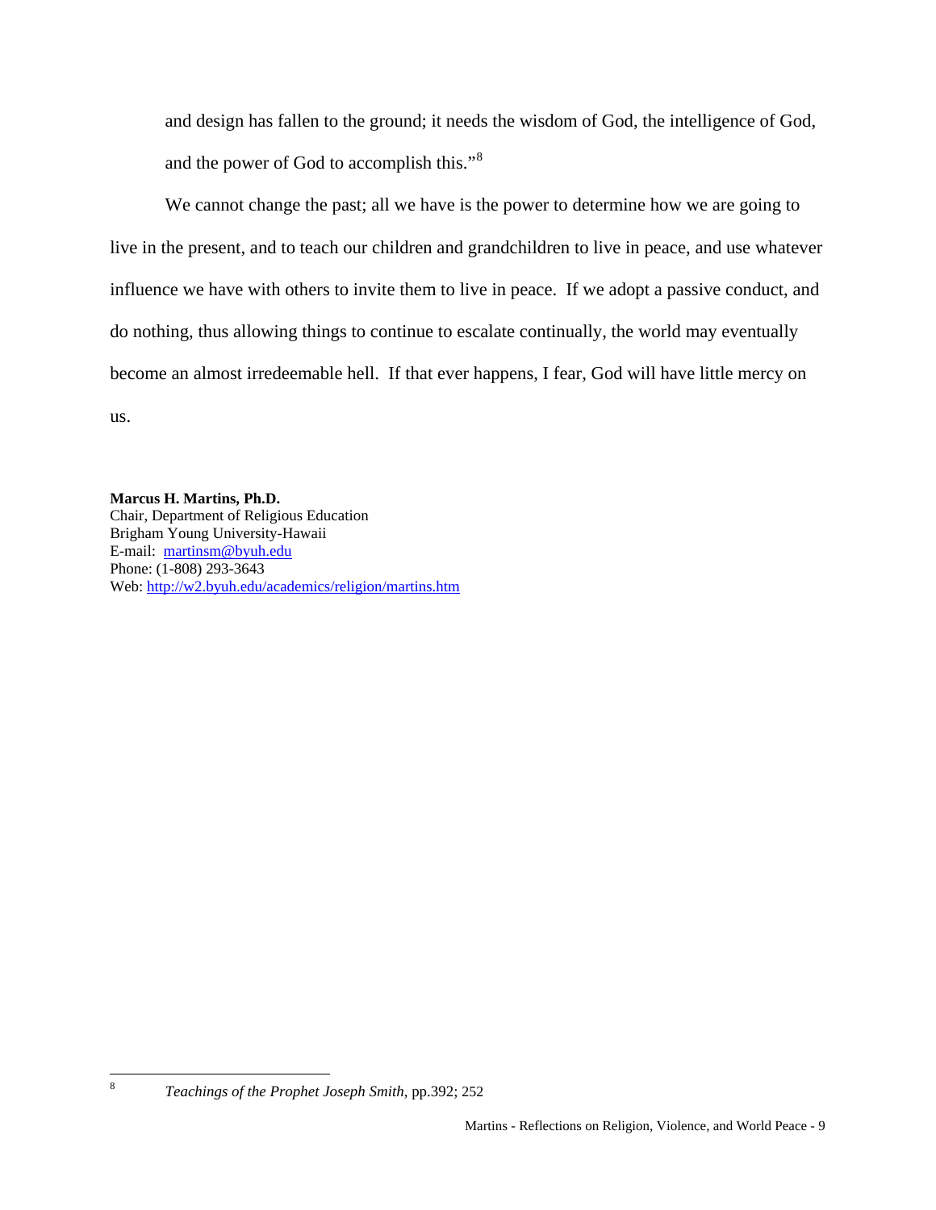and design has fallen to the ground; it needs the wisdom of God, the intelligence of God, and the power of God to accomplish this."[8]

We cannot change the past; all we have is the power to determine how we are going to live in the present, and to teach our children and grandchildren to live in peace, and use whatever influence we have with others to invite them to live in peace. If we adopt a passive conduct, and do nothing, thus allowing things to continue to escalate continually, the world may eventually become an almost irredeemable hell. If that ever happens, I fear, God will have little mercy on us.

**Marcus H. Martins, Ph.D.**
Chair, Department of Religious Education
Brigham Young University-Hawaii
E-mail: martinsm@byuh.edu
Phone: (1-808) 293-3643
Web: http://w2.byuh.edu/academics/religion/martins.htm

---

[8] *Teachings of the Prophet Joseph Smith*, pp.392; 252